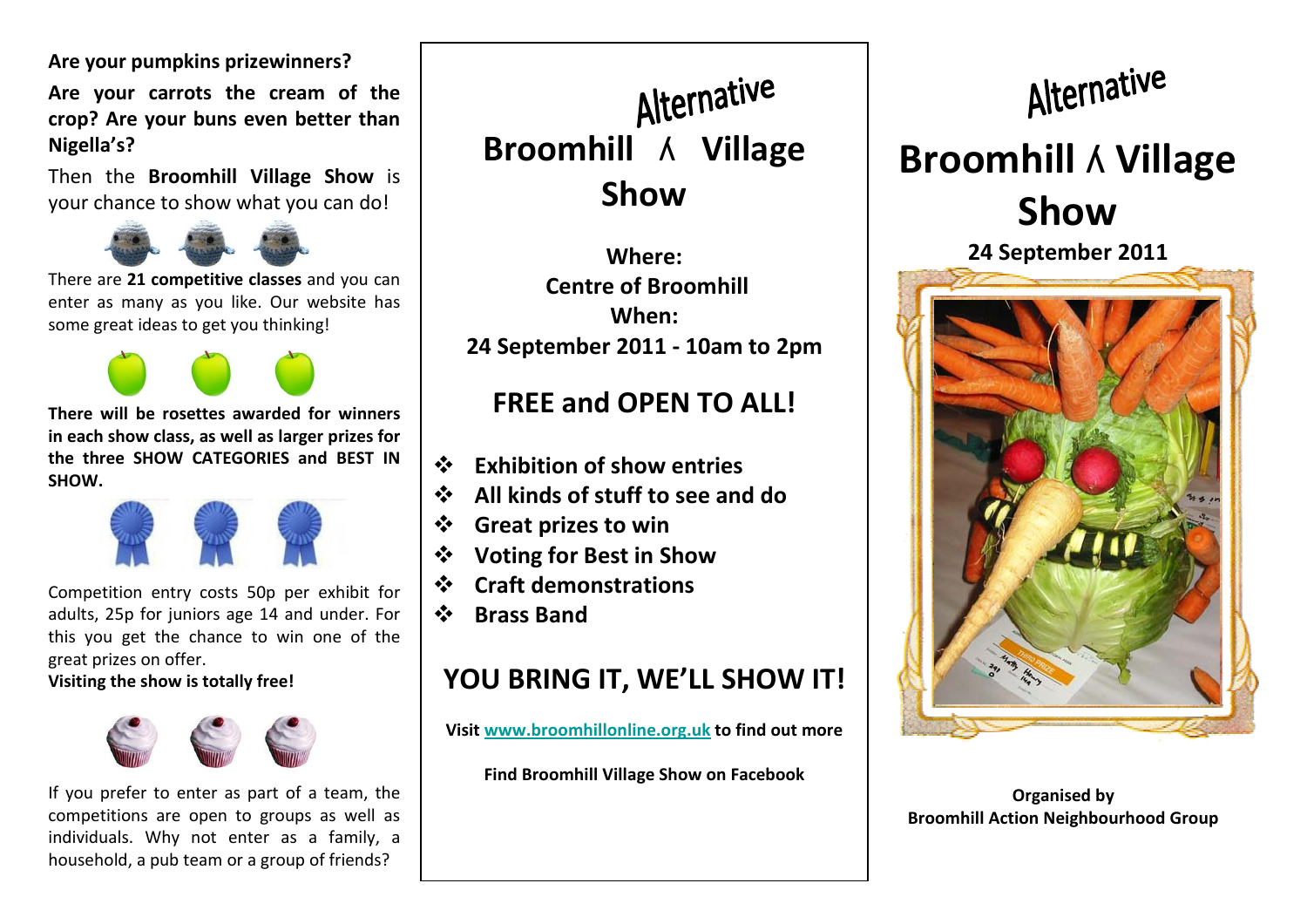**Are your pumpkins prizewinners?**

**Are your carrots the cream of the crop? Are your buns even better than Nigella's?**

Then the **Broomhill Village Show** is your chance to show what you can do!

There are **21 competitive classes** and you can enter as many as you like. Our website has some great ideas to get you thinking!

**There will be rosettes awarded for winners in each show class, as well as larger prizes for the three SHOW CATEGORIES and BEST IN SHOW.**

Competition entry costs 50p per exhibit for adults, 25p for juniors age 14 and under. For this you get the chance to win one of the great prizes on offer.

**Visiting the show is totally free!**

If you prefer to enter as part of a team, the competitions are open to groups as well as individuals. Why not enter as a family, a household, a pub team or a group of friends?

# Broomhill ^Alternative^ Village Show

**Where:**
**Centre of Broomhill**
**When:**
**24 September 2011 - 10am to 2pm**

## FREE and OPEN TO ALL!

- **Exhibition of show entries**
- **All kinds of stuff to see and do**
- **Great prizes to win**
- **Voting for Best in Show**
- **Craft demonstrations**
- **Brass Band**

## YOU BRING IT, WE'LL SHOW IT!

**Visit [www.broomhillonline.org.uk](http://www.broomhillonline.org.uk) to find out more**

**Find Broomhill Village Show on Facebook**

# Broomhill ^Alternative^ Village Show

**24 September 2011**

**Organised by**
**Broomhill Action Neighbourhood Group**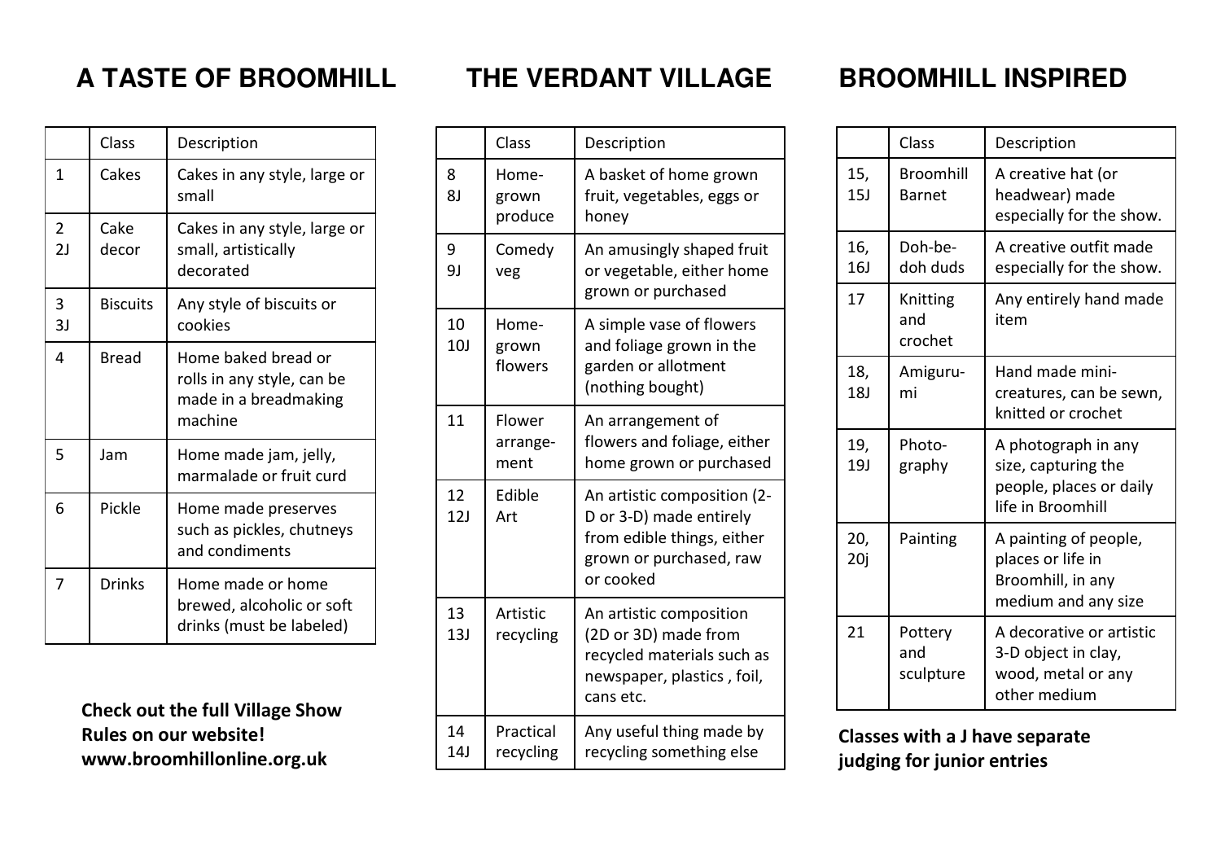## A TASTE OF BROOMHILL

| | Class | Description |
|---|---|---|
| 1 | Cakes | Cakes in any style, large or small |
| 2 2J | Cake decor | Cakes in any style, large or small, artistically decorated |
| 3 3J | Biscuits | Any style of biscuits or cookies |
| 4 | Bread | Home baked bread or rolls in any style, can be made in a breadmaking machine |
| 5 | Jam | Home made jam, jelly, marmalade or fruit curd |
| 6 | Pickle | Home made preserves such as pickles, chutneys and condiments |
| 7 | Drinks | Home made or home brewed, alcoholic or soft drinks (must be labeled) |

**Check out the full Village Show Rules on our website! www.broomhillonline.org.uk**

## THE VERDANT VILLAGE

| | Class | Description |
|---|---|---|
| 8 8J | Home-grown produce | A basket of home grown fruit, vegetables, eggs or honey |
| 9 9J | Comedy veg | An amusingly shaped fruit or vegetable, either home grown or purchased |
| 10 10J | Home-grown flowers | A simple vase of flowers and foliage grown in the garden or allotment (nothing bought) |
| 11 | Flower arrange-ment | An arrangement of flowers and foliage, either home grown or purchased |
| 12 12J | Edible Art | An artistic composition (2-D or 3-D) made entirely from edible things, either grown or purchased, raw or cooked |
| 13 13J | Artistic recycling | An artistic composition (2D or 3D) made from recycled materials such as newspaper, plastics , foil, cans etc. |
| 14 14J | Practical recycling | Any useful thing made by recycling something else |

## BROOMHILL INSPIRED

| | Class | Description |
|---|---|---|
| 15, 15J | Broomhill Barnet | A creative hat (or headwear) made especially for the show. |
| 16, 16J | Doh-be-doh duds | A creative outfit made especially for the show. |
| 17 | Knitting and crochet | Any entirely hand made item |
| 18, 18J | Amiguru-mi | Hand made mini-creatures, can be sewn, knitted or crochet |
| 19, 19J | Photo-graphy | A photograph in any size, capturing the people, places or daily life in Broomhill |
| 20, 20j | Painting | A painting of people, places or life in Broomhill, in any medium and any size |
| 21 | Pottery and sculpture | A decorative or artistic 3-D object in clay, wood, metal or any other medium |

**Classes with a J have separate judging for junior entries**